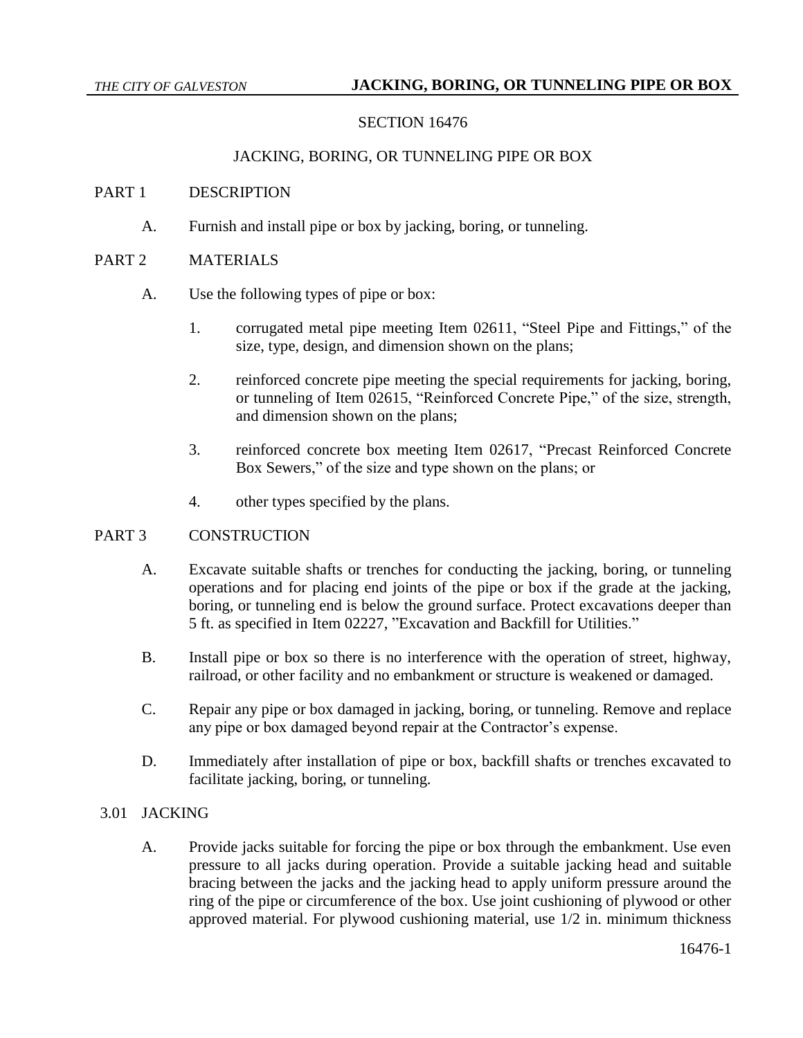# SECTION 16476

## JACKING, BORING, OR TUNNELING PIPE OR BOX

## PART 1 DESCRIPTION

A. Furnish and install pipe or box by jacking, boring, or tunneling.

## PART 2 MATERIALS

A. Use the following types of pipe or box:

1. corrugated metal pipe meeting Item 02611, "Steel Pipe and Fittings," of the size, type, design, and dimension shown on the plans;

2. reinforced concrete pipe meeting the special requirements for jacking, boring, or tunneling of Item 02615, "Reinforced Concrete Pipe," of the size, strength, and dimension shown on the plans;

3. reinforced concrete box meeting Item 02617, "Precast Reinforced Concrete Box Sewers," of the size and type shown on the plans; or

4. other types specified by the plans.

## PART 3 CONSTRUCTION

A. Excavate suitable shafts or trenches for conducting the jacking, boring, or tunneling operations and for placing end joints of the pipe or box if the grade at the jacking, boring, or tunneling end is below the ground surface. Protect excavations deeper than 5 ft. as specified in Item 02227, "Excavation and Backfill for Utilities."

B. Install pipe or box so there is no interference with the operation of street, highway, railroad, or other facility and no embankment or structure is weakened or damaged.

C. Repair any pipe or box damaged in jacking, boring, or tunneling. Remove and replace any pipe or box damaged beyond repair at the Contractor's expense.

D. Immediately after installation of pipe or box, backfill shafts or trenches excavated to facilitate jacking, boring, or tunneling.

### 3.01 JACKING

A. Provide jacks suitable for forcing the pipe or box through the embankment. Use even pressure to all jacks during operation. Provide a suitable jacking head and suitable bracing between the jacks and the jacking head to apply uniform pressure around the ring of the pipe or circumference of the box. Use joint cushioning of plywood or other approved material. For plywood cushioning material, use 1/2 in. minimum thickness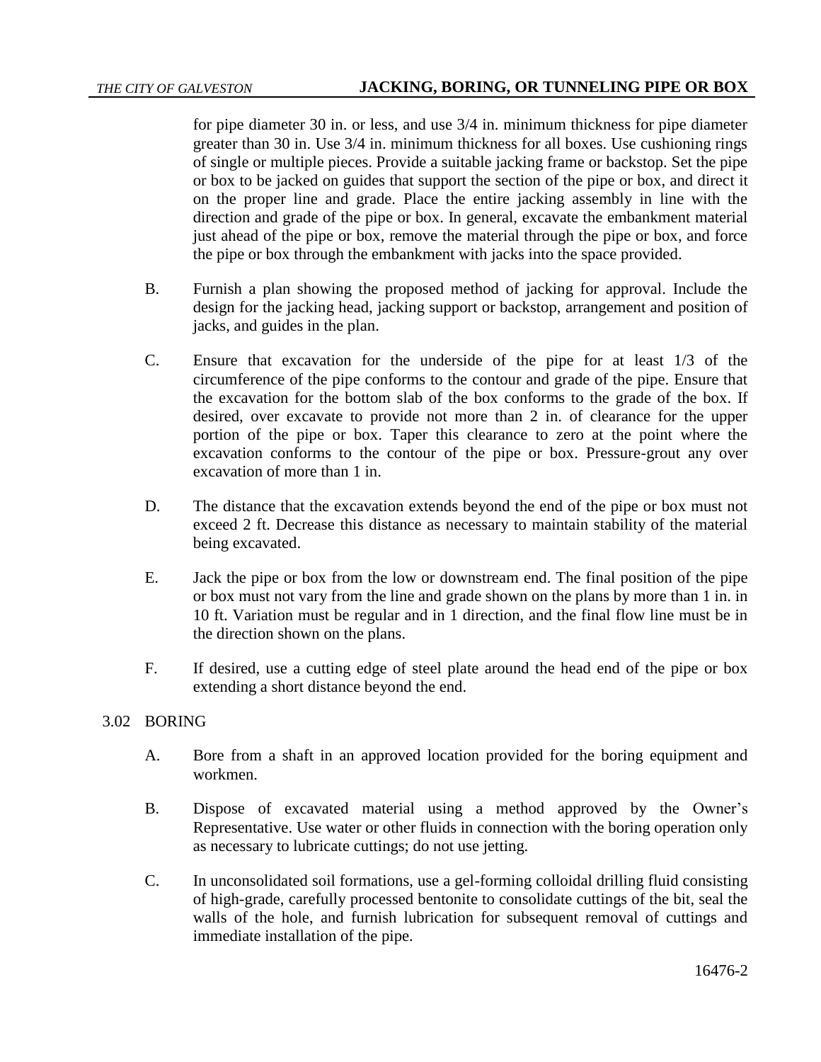for pipe diameter 30 in. or less, and use 3/4 in. minimum thickness for pipe diameter greater than 30 in. Use 3/4 in. minimum thickness for all boxes. Use cushioning rings of single or multiple pieces. Provide a suitable jacking frame or backstop. Set the pipe or box to be jacked on guides that support the section of the pipe or box, and direct it on the proper line and grade. Place the entire jacking assembly in line with the direction and grade of the pipe or box. In general, excavate the embankment material just ahead of the pipe or box, remove the material through the pipe or box, and force the pipe or box through the embankment with jacks into the space provided.

B. Furnish a plan showing the proposed method of jacking for approval. Include the design for the jacking head, jacking support or backstop, arrangement and position of jacks, and guides in the plan.

C. Ensure that excavation for the underside of the pipe for at least 1/3 of the circumference of the pipe conforms to the contour and grade of the pipe. Ensure that the excavation for the bottom slab of the box conforms to the grade of the box. If desired, over excavate to provide not more than 2 in. of clearance for the upper portion of the pipe or box. Taper this clearance to zero at the point where the excavation conforms to the contour of the pipe or box. Pressure-grout any over excavation of more than 1 in.

D. The distance that the excavation extends beyond the end of the pipe or box must not exceed 2 ft. Decrease this distance as necessary to maintain stability of the material being excavated.

E. Jack the pipe or box from the low or downstream end. The final position of the pipe or box must not vary from the line and grade shown on the plans by more than 1 in. in 10 ft. Variation must be regular and in 1 direction, and the final flow line must be in the direction shown on the plans.

F. If desired, use a cutting edge of steel plate around the head end of the pipe or box extending a short distance beyond the end.

## 3.02 BORING

A. Bore from a shaft in an approved location provided for the boring equipment and workmen.

B. Dispose of excavated material using a method approved by the Owner's Representative. Use water or other fluids in connection with the boring operation only as necessary to lubricate cuttings; do not use jetting.

C. In unconsolidated soil formations, use a gel-forming colloidal drilling fluid consisting of high-grade, carefully processed bentonite to consolidate cuttings of the bit, seal the walls of the hole, and furnish lubrication for subsequent removal of cuttings and immediate installation of the pipe.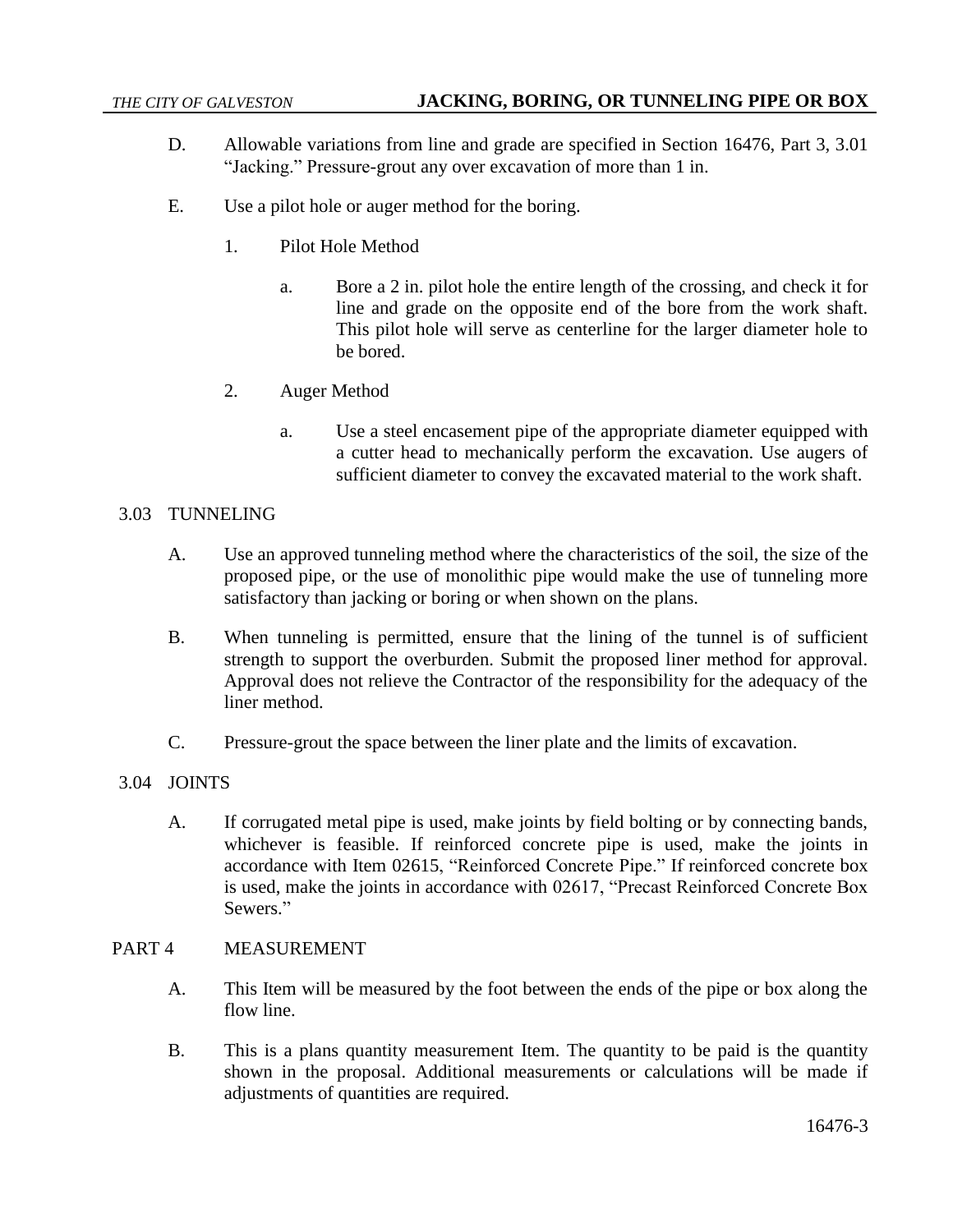D. Allowable variations from line and grade are specified in Section 16476, Part 3, 3.01 "Jacking." Pressure-grout any over excavation of more than 1 in.

E. Use a pilot hole or auger method for the boring.

   1. Pilot Hole Method

      a. Bore a 2 in. pilot hole the entire length of the crossing, and check it for line and grade on the opposite end of the bore from the work shaft. This pilot hole will serve as centerline for the larger diameter hole to be bored.

   2. Auger Method

      a. Use a steel encasement pipe of the appropriate diameter equipped with a cutter head to mechanically perform the excavation. Use augers of sufficient diameter to convey the excavated material to the work shaft.

## 3.03 TUNNELING

A. Use an approved tunneling method where the characteristics of the soil, the size of the proposed pipe, or the use of monolithic pipe would make the use of tunneling more satisfactory than jacking or boring or when shown on the plans.

B. When tunneling is permitted, ensure that the lining of the tunnel is of sufficient strength to support the overburden. Submit the proposed liner method for approval. Approval does not relieve the Contractor of the responsibility for the adequacy of the liner method.

C. Pressure-grout the space between the liner plate and the limits of excavation.

## 3.04 JOINTS

A. If corrugated metal pipe is used, make joints by field bolting or by connecting bands, whichever is feasible. If reinforced concrete pipe is used, make the joints in accordance with Item 02615, "Reinforced Concrete Pipe." If reinforced concrete box is used, make the joints in accordance with 02617, "Precast Reinforced Concrete Box Sewers."

# PART 4 MEASUREMENT

A. This Item will be measured by the foot between the ends of the pipe or box along the flow line.

B. This is a plans quantity measurement Item. The quantity to be paid is the quantity shown in the proposal. Additional measurements or calculations will be made if adjustments of quantities are required.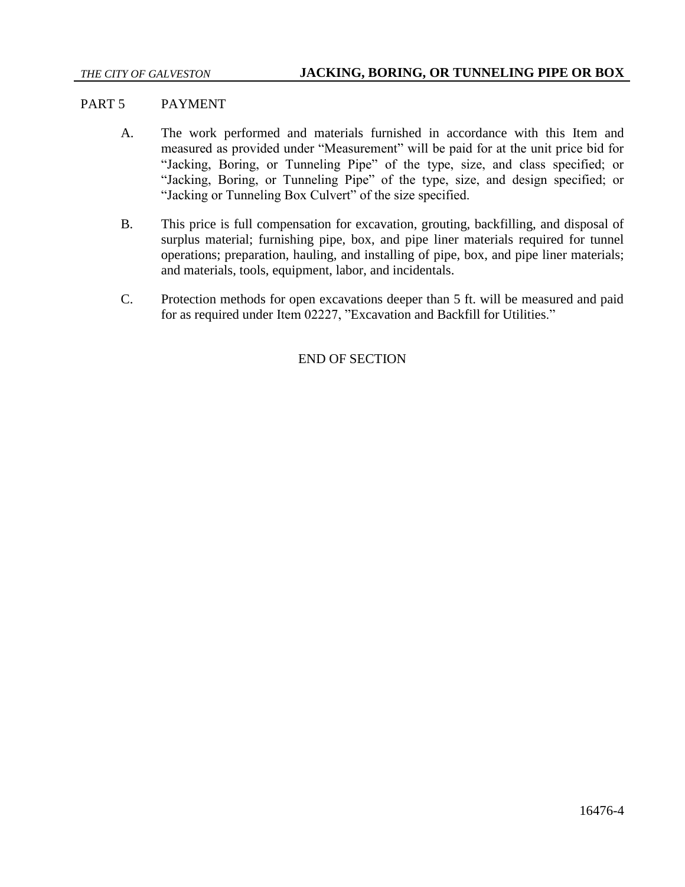## PART 5 PAYMENT

A. The work performed and materials furnished in accordance with this Item and measured as provided under "Measurement" will be paid for at the unit price bid for "Jacking, Boring, or Tunneling Pipe" of the type, size, and class specified; or "Jacking, Boring, or Tunneling Pipe" of the type, size, and design specified; or "Jacking or Tunneling Box Culvert" of the size specified.

B. This price is full compensation for excavation, grouting, backfilling, and disposal of surplus material; furnishing pipe, box, and pipe liner materials required for tunnel operations; preparation, hauling, and installing of pipe, box, and pipe liner materials; and materials, tools, equipment, labor, and incidentals.

C. Protection methods for open excavations deeper than 5 ft. will be measured and paid for as required under Item 02227, "Excavation and Backfill for Utilities."

END OF SECTION